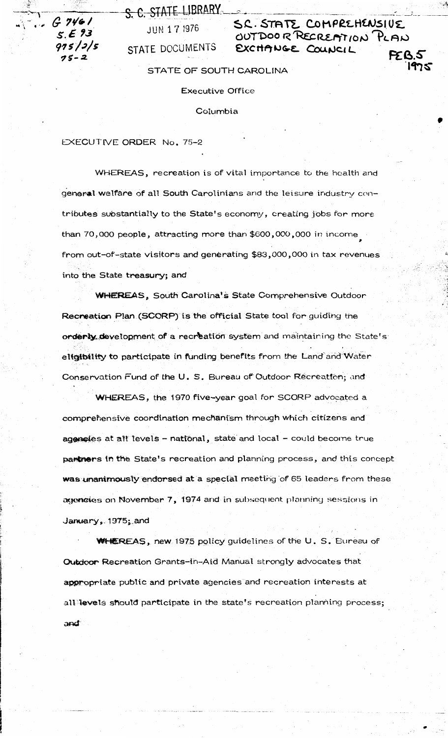G 7461
S.E 93
975/2/5
75-2

S. C. STATE LIBRARY

JUN 17 1976

STATE DOCUMENTS

SC. STATE COMPREHENSIVE OUTDOOR RECREATION PLAN EXCHANGE COUNCIL

FEB. 5 1975

STATE OF SOUTH CAROLINA

Executive Office

Columbia

EXECUTIVE ORDER No. 75-2

WHEREAS, recreation is of vital importance to the health and general welfare of all South Carolinians and the leisure industry contributes substantially to the State's economy, creating jobs for more than 70,000 people, attracting more than $600,000,000 in income, from out-of-state visitors and generating $83,000,000 in tax revenues into the State treasury; and

WHEREAS, South Carolina's State Comprehensive Outdoor Recreation Plan (SCORP) is the official State tool for guiding the orderly development of a recreation system and maintaining the State's eligibility to participate in funding benefits from the Land and Water Conservation Fund of the U. S. Bureau of Outdoor Recreation; and

WHEREAS, the 1970 five-year goal for SCORP advocated a comprehensive coordination mechanism through which citizens and agencies at all levels - national, state and local - could become true partners in the State's recreation and planning process, and this concept was unanimously endorsed at a special meeting of 65 leaders from these agencies on November 7, 1974 and in subsequent planning sessions in January, 1975; and

WHEREAS, new 1975 policy guidelines of the U. S. Bureau of Outdoor Recreation Grants-in-Aid Manual strongly advocates that appropriate public and private agencies and recreation interests at all levels should participate in the state's recreation planning process; and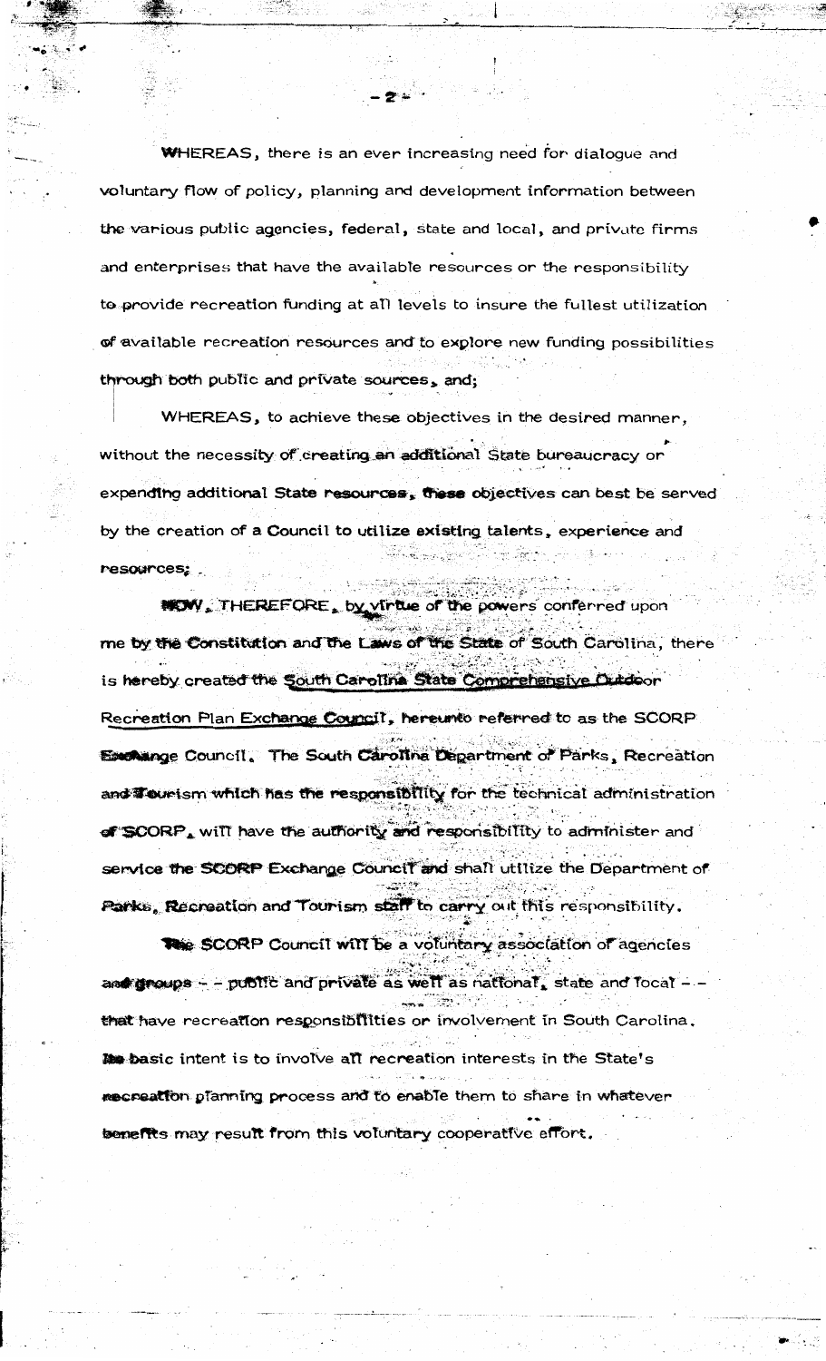WHEREAS, there is an ever increasing need for dialogue and voluntary flow of policy, planning and development information between the various public agencies, federal, state and local, and private firms and enterprises that have the available resources or the responsibility to provide recreation funding at all levels to insure the fullest utilization of available recreation resources and to explore new funding possibilities through both public and private sources, and;

WHEREAS, to achieve these objectives in the desired manner, without the necessity of creating an additional State bureaucracy or expending additional State resources, these objectives can best be served by the creation of a Council to utilize existing talents, experience and resources;

NOW, THEREFORE, by virtue of the powers conferred upon me by the Constitution and the Laws of the State of South Carolina, there is hereby created the South Carolina State Comprehensive Outdoor Recreation Plan Exchange Council, hereunto referred to as the SCORP Exchange Council. The South Carolina Department of Parks, Recreation and Tourism which has the responsibility for the technical administration of SCORP, will have the authority and responsibility to administer and service the SCORP Exchange Council and shall utilize the Department of Parks, Recreation and Tourism staff to carry out this responsibility.

The SCORP Council will be a voluntary association of agencies and groups - - public and private as well as national, state and local - - that have recreation responsibilities or involvement in South Carolina. The basic intent is to involve all recreation interests in the State's recreation planning process and to enable them to share in whatever benefits may result from this voluntary cooperative effort.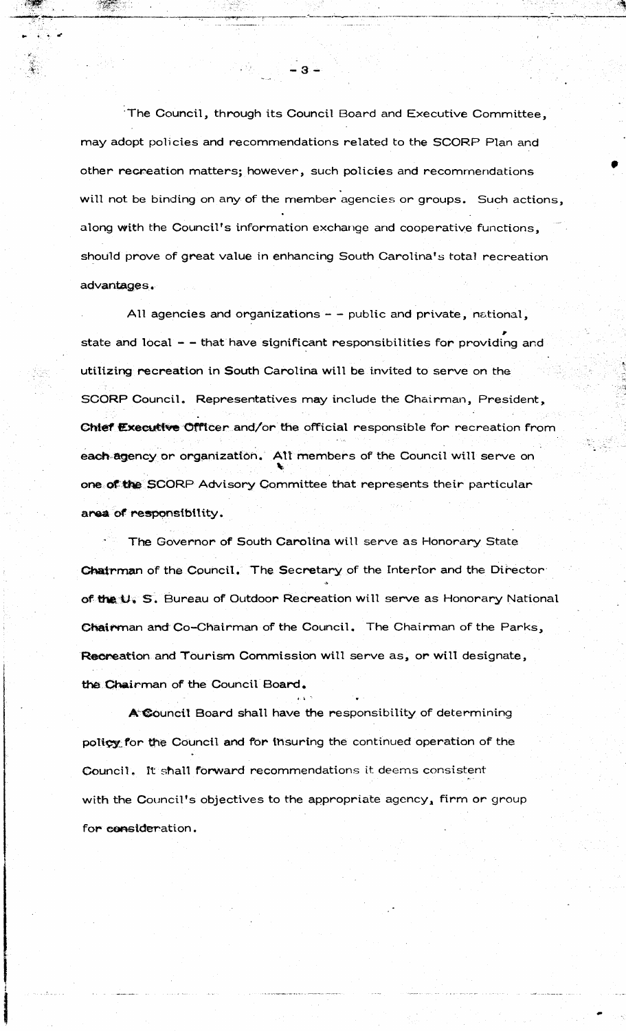The Council, through its Council Board and Executive Committee, may adopt policies and recommendations related to the SCORP Plan and other recreation matters; however, such policies and recommendations will not be binding on any of the member agencies or groups. Such actions, along with the Council's information exchange and cooperative functions, should prove of great value in enhancing South Carolina's total recreation advantages.

All agencies and organizations - - public and private, national, state and local - - that have significant responsibilities for providing and utilizing recreation in South Carolina will be invited to serve on the SCORP Council. Representatives may include the Chairman, President, Chief Executive Officer and/or the official responsible for recreation from each agency or organization. All members of the Council will serve on one of the SCORP Advisory Committee that represents their particular area of responsibility.

The Governor of South Carolina will serve as Honorary State Chairman of the Council. The Secretary of the Interior and the Director of the U. S. Bureau of Outdoor Recreation will serve as Honorary National Chairman and Co-Chairman of the Council. The Chairman of the Parks, Recreation and Tourism Commission will serve as, or will designate, the Chairman of the Council Board.

A Council Board shall have the responsibility of determining policy for the Council and for insuring the continued operation of the Council. It shall forward recommendations it deems consistent with the Council's objectives to the appropriate agency, firm or group for consideration.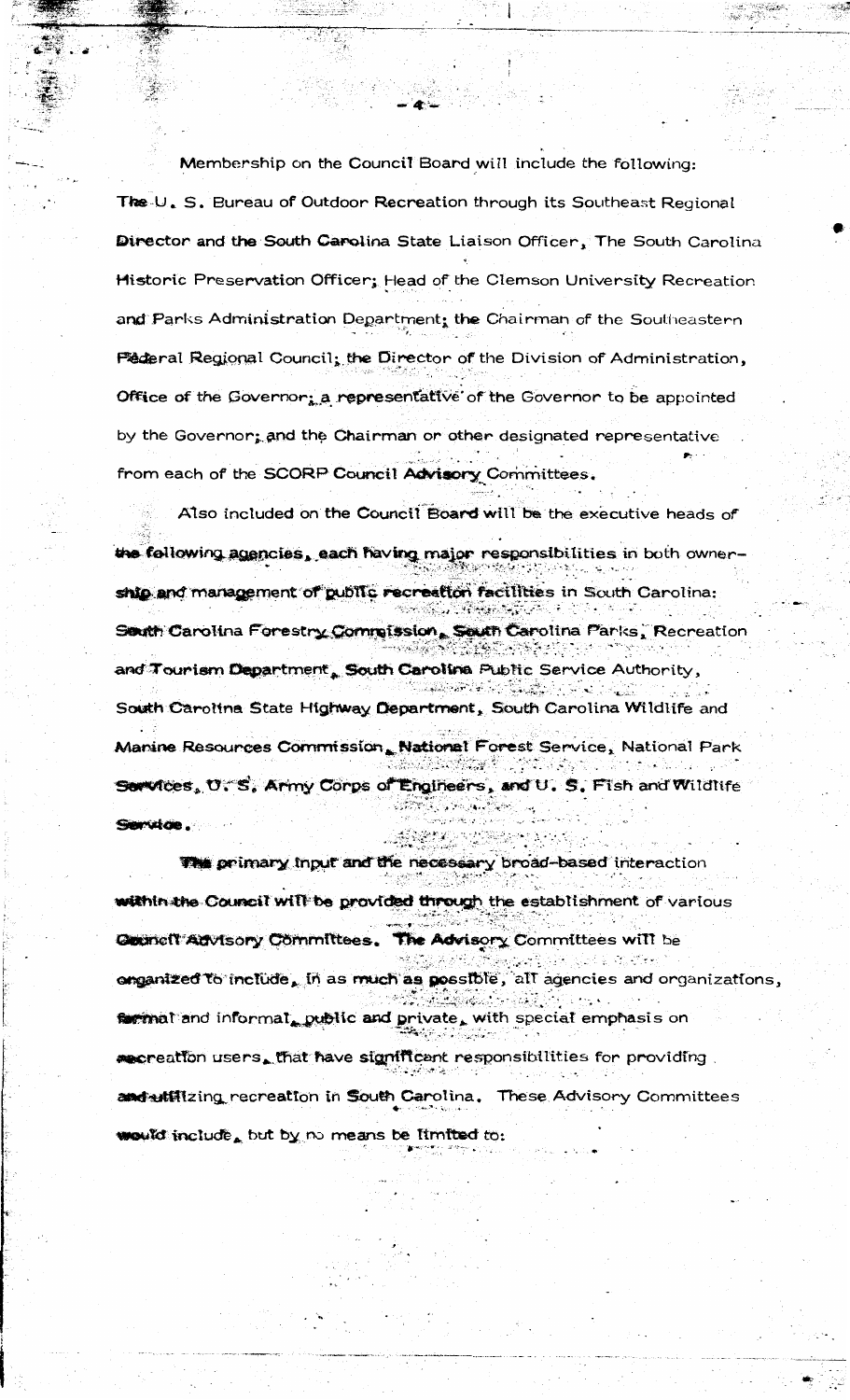Membership on the Council Board will include the following: The U. S. Bureau of Outdoor Recreation through its Southeast Regional Director and the South Carolina State Liaison Officer, The South Carolina Historic Preservation Officer; Head of the Clemson University Recreation and Parks Administration Department; the Chairman of the Southeastern Federal Regional Council; the Director of the Division of Administration, Office of the Governor; a representative of the Governor to be appointed by the Governor; and the Chairman or other designated representative from each of the SCORP Council Advisory Committees.

Also included on the Council Board will be the executive heads of the following agencies, each having major responsibilities in both ownership and management of public recreation facilities in South Carolina: South Carolina Forestry Commission, South Carolina Parks, Recreation and Tourism Department, South Carolina Public Service Authority, South Carolina State Highway Department, South Carolina Wildlife and Marine Resources Commission, National Forest Service, National Park Services, U. S. Army Corps of Engineers, and U. S. Fish and Wildlife Service.

The primary input and the necessary broad-based interaction within the Council will be provided through the establishment of various Council Advisory Committees. The Advisory Committees will be organized to include, in as much as possible, all agencies and organizations, formal and informal, public and private, with special emphasis on recreation users, that have significant responsibilities for providing and utilizing recreation in South Carolina. These Advisory Committees would include, but by no means be limited to: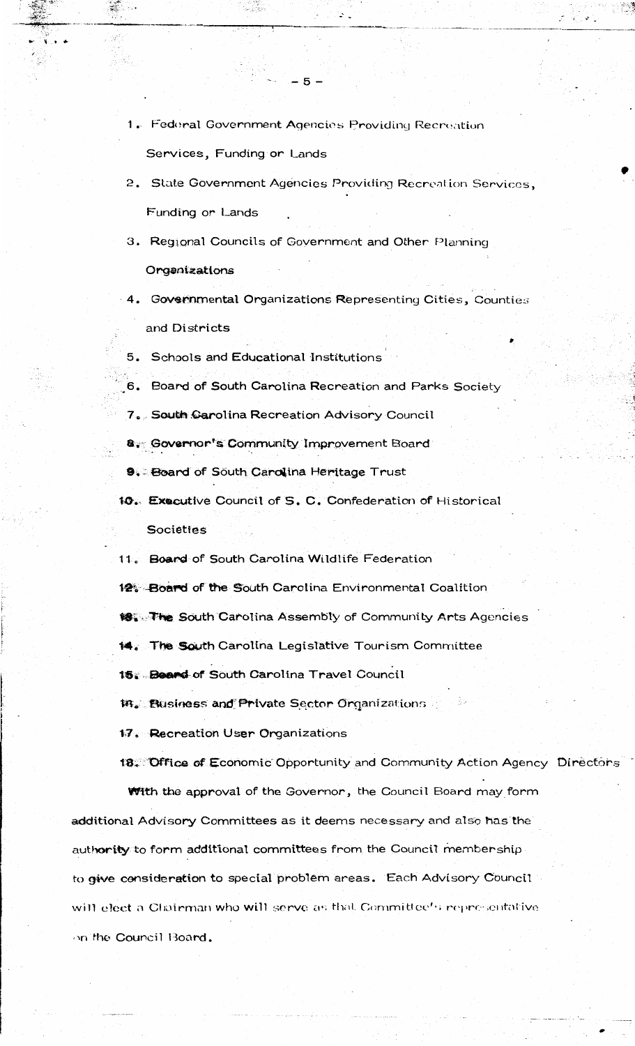1. Federal Government Agencies Providing Recreation Services, Funding or Lands
2. State Government Agencies Providing Recreation Services, Funding or Lands
3. Regional Councils of Government and Other Planning Organizations
4. Governmental Organizations Representing Cities, Counties and Districts
5. Schools and Educational Institutions
6. Board of South Carolina Recreation and Parks Society
7. South Carolina Recreation Advisory Council
8. Governor's Community Improvement Board
9. Board of South Carolina Heritage Trust
10. Executive Council of S. C. Confederation of Historical Societies
11. Board of South Carolina Wildlife Federation
12. Board of the South Carolina Environmental Coalition
13. The South Carolina Assembly of Community Arts Agencies
14. The South Carolina Legislative Tourism Committee
15. Board of South Carolina Travel Council
16. Business and Private Sector Organizations
17. Recreation User Organizations
18. Office of Economic Opportunity and Community Action Agency Directors

With the approval of the Governor, the Council Board may form additional Advisory Committees as it deems necessary and also has the authority to form additional committees from the Council membership to give consideration to special problem areas. Each Advisory Council will elect a Chairman who will serve as that Committee's representative on the Council Board.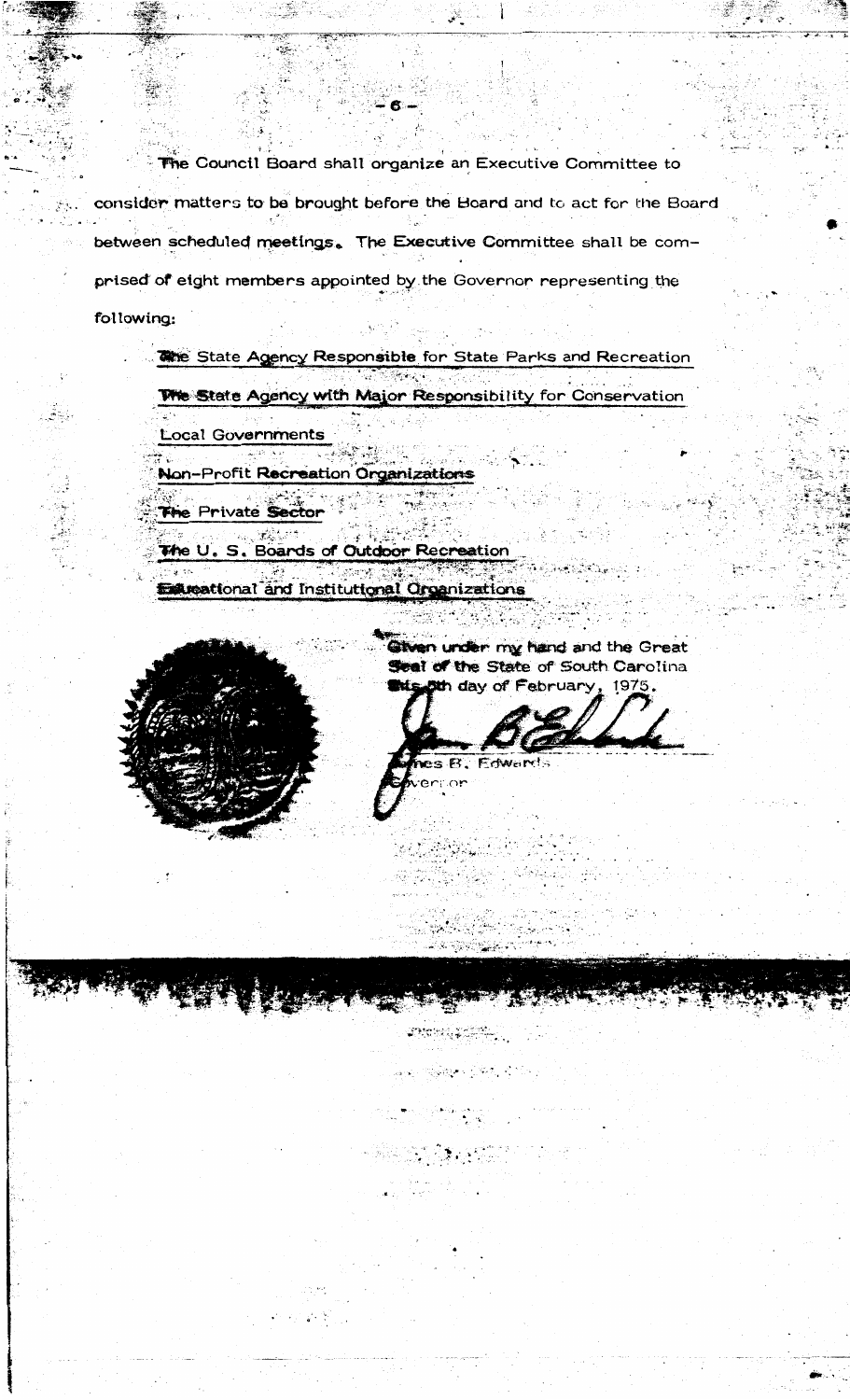The Council Board shall organize an Executive Committee to consider matters to be brought before the Board and to act for the Board between scheduled meetings. The Executive Committee shall be comprised of eight members appointed by the Governor representing the following:

The State Agency Responsible for State Parks and Recreation

The State Agency with Major Responsibility for Conservation

Local Governments

Non-Profit Recreation Organizations

The Private Sector

The U. S. Boards of Outdoor Recreation

Educational and Institutional Organizations

Given under my hand and the Great Seal of the State of South Carolina this 5th day of February, 1975.

James B. Edwards
Governor